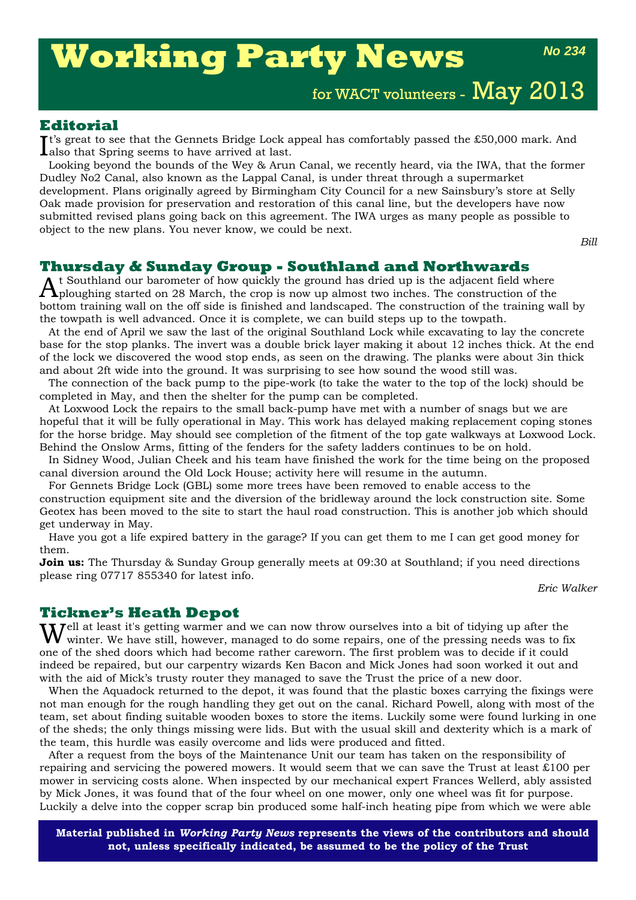# Working Party News

*No 234*

for WACT volunteers - May 2013

## Editorial

It's great to see that the Gennets Bridge Lock appeal has comfortably passed the £50,000 mark. And also that Spring seems to have arrived at last.

Looking beyond the bounds of the Wey & Arun Canal, we recently heard, via the IWA, that the former Dudley No2 Canal, also known as the Lappal Canal, is under threat through a supermarket development. Plans originally agreed by Birmingham City Council for a new Sainsbury's store at Selly Oak made provision for preservation and restoration of this canal line, but the developers have now submitted revised plans going back on this agreement. The IWA urges as many people as possible to object to the new plans. You never know, we could be next.

*Bill*

## Thursday & Sunday Group - Southland and Northwards

At Southland our barometer of how quickly the ground has dried up is the adjacent field where ploughing started on 28 March, the crop is now up almost two inches. The construction of the bottom training wall on the off side is finished and landscaped. The construction of the training wall by the towpath is well advanced. Once it is complete, we can build steps up to the towpath.

At the end of April we saw the last of the original Southland Lock while excavating to lay the concrete base for the stop planks. The invert was a double brick layer making it about 12 inches thick. At the end of the lock we discovered the wood stop ends, as seen on the drawing. The planks were about 3in thick and about 2ft wide into the ground. It was surprising to see how sound the wood still was.

The connection of the back pump to the pipe-work (to take the water to the top of the lock) should be completed in May, and then the shelter for the pump can be completed.

At Loxwood Lock the repairs to the small back-pump have met with a number of snags but we are hopeful that it will be fully operational in May. This work has delayed making replacement coping stones for the horse bridge. May should see completion of the fitment of the top gate walkways at Loxwood Lock. Behind the Onslow Arms, fitting of the fenders for the safety ladders continues to be on hold.

In Sidney Wood, Julian Cheek and his team have finished the work for the time being on the proposed canal diversion around the Old Lock House; activity here will resume in the autumn.

For Gennets Bridge Lock (GBL) some more trees have been removed to enable access to the construction equipment site and the diversion of the bridleway around the lock construction site. Some Geotex has been moved to the site to start the haul road construction. This is another job which should get underway in May.

Have you got a life expired battery in the garage? If you can get them to me I can get good money for them.

**Join us:** The Thursday & Sunday Group generally meets at 09:30 at Southland; if you need directions please ring 07717 855340 for latest info.

*Eric Walker*

## Tickner's Heath Depot

Well at least it's getting warmer and we can now throw ourselves into a bit of tidying up after the winter. We have still, however, managed to do some repairs, one of the pressing needs was to fix one of the shed doors which had become rather careworn. The first problem was to decide if it could indeed be repaired, but our carpentry wizards Ken Bacon and Mick Jones had soon worked it out and with the aid of Mick's trusty router they managed to save the Trust the price of a new door.

When the Aquadock returned to the depot, it was found that the plastic boxes carrying the fixings were not man enough for the rough handling they get out on the canal. Richard Powell, along with most of the team, set about finding suitable wooden boxes to store the items. Luckily some were found lurking in one of the sheds; the only things missing were lids. But with the usual skill and dexterity which is a mark of the team, this hurdle was easily overcome and lids were produced and fitted.

After a request from the boys of the Maintenance Unit our team has taken on the responsibility of repairing and servicing the powered mowers. It would seem that we can save the Trust at least £100 per mower in servicing costs alone. When inspected by our mechanical expert Frances Wellerd, ably assisted by Mick Jones, it was found that of the four wheel on one mower, only one wheel was fit for purpose. Luckily a delve into the copper scrap bin produced some half-inch heating pipe from which we were able

**Material published in *Working Party News* represents the views of the contributors and should not, unless specifically indicated, be assumed to be the policy of the Trust**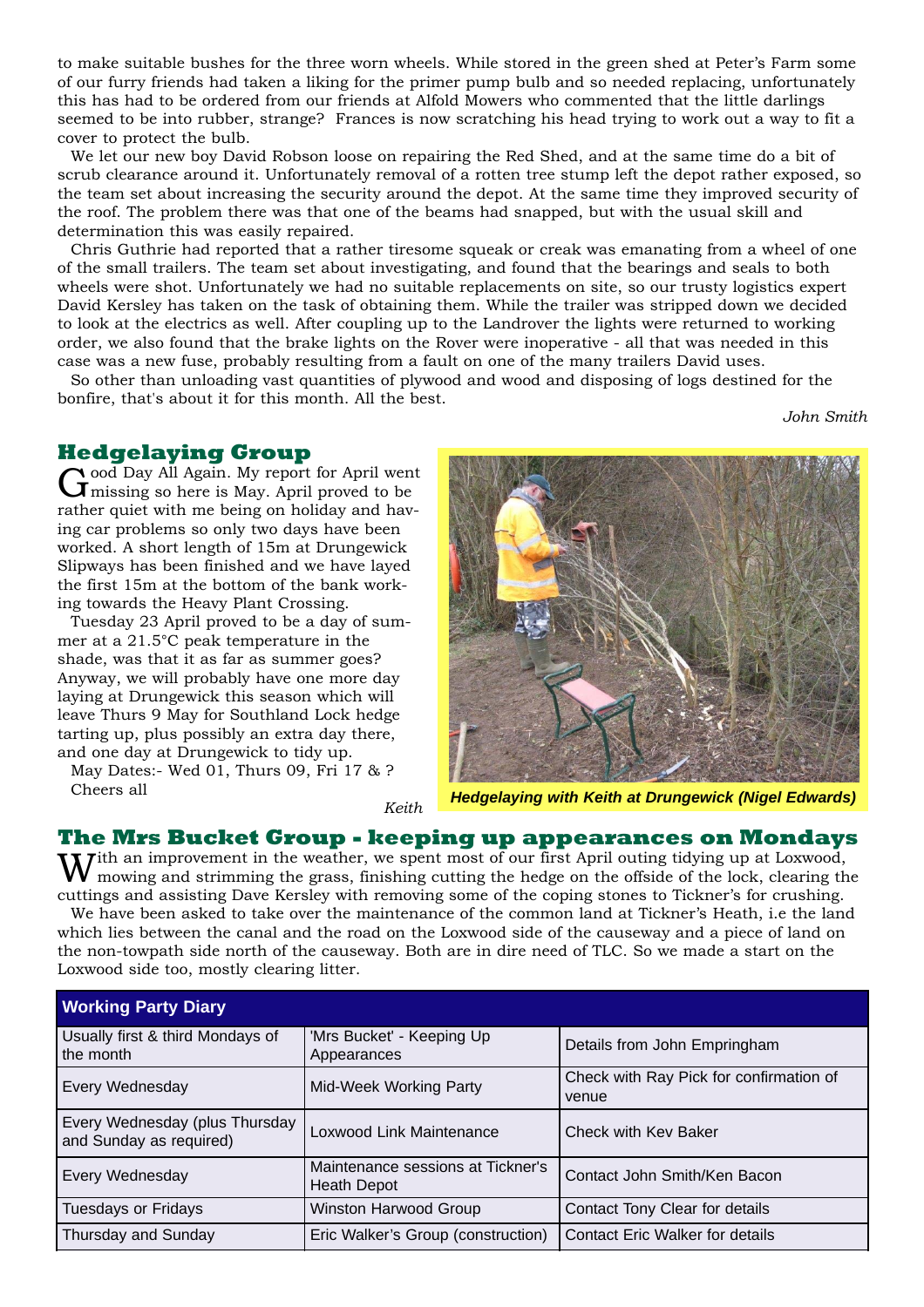to make suitable bushes for the three worn wheels. While stored in the green shed at Peter's Farm some of our furry friends had taken a liking for the primer pump bulb and so needed replacing, unfortunately this has had to be ordered from our friends at Alfold Mowers who commented that the little darlings seemed to be into rubber, strange? Frances is now scratching his head trying to work out a way to fit a cover to protect the bulb.

We let our new boy David Robson loose on repairing the Red Shed, and at the same time do a bit of scrub clearance around it. Unfortunately removal of a rotten tree stump left the depot rather exposed, so the team set about increasing the security around the depot. At the same time they improved security of the roof. The problem there was that one of the beams had snapped, but with the usual skill and determination this was easily repaired.

Chris Guthrie had reported that a rather tiresome squeak or creak was emanating from a wheel of one of the small trailers. The team set about investigating, and found that the bearings and seals to both wheels were shot. Unfortunately we had no suitable replacements on site, so our trusty logistics expert David Kersley has taken on the task of obtaining them. While the trailer was stripped down we decided to look at the electrics as well. After coupling up to the Landrover the lights were returned to working order, we also found that the brake lights on the Rover were inoperative - all that was needed in this case was a new fuse, probably resulting from a fault on one of the many trailers David uses.

So other than unloading vast quantities of plywood and wood and disposing of logs destined for the bonfire, that's about it for this month. All the best.

*John Smith*

## Hedgelaying Group

Good Day All Again. My report for April went missing so here is May. April proved to be rather quiet with me being on holiday and having car problems so only two days have been worked. A short length of 15m at Drungewick Slipways has been finished and we have layed the first 15m at the bottom of the bank working towards the Heavy Plant Crossing.

Tuesday 23 April proved to be a day of summer at a 21.5°C peak temperature in the shade, was that it as far as summer goes? Anyway, we will probably have one more day laying at Drungewick this season which will leave Thurs 9 May for Southland Lock hedge tarting up, plus possibly an extra day there, and one day at Drungewick to tidy up.

May Dates:- Wed 01, Thurs 09, Fri 17 & ?
Cheers all

*Keith*

*Hedgelaying with Keith at Drungewick (Nigel Edwards)*

## The Mrs Bucket Group - keeping up appearances on Mondays

With an improvement in the weather, we spent most of our first April outing tidying up at Loxwood, mowing and strimming the grass, finishing cutting the hedge on the offside of the lock, clearing the cuttings and assisting Dave Kersley with removing some of the coping stones to Tickner's for crushing.

We have been asked to take over the maintenance of the common land at Tickner's Heath, i.e the land which lies between the canal and the road on the Loxwood side of the causeway and a piece of land on the non-towpath side north of the causeway. Both are in dire need of TLC. So we made a start on the Loxwood side too, mostly clearing litter.

| Working Party Diary | | |
|---|---|---|
| Usually first & third Mondays of the month | 'Mrs Bucket' - Keeping Up Appearances | Details from John Empringham |
| Every Wednesday | Mid-Week Working Party | Check with Ray Pick for confirmation of venue |
| Every Wednesday (plus Thursday and Sunday as required) | Loxwood Link Maintenance | Check with Kev Baker |
| Every Wednesday | Maintenance sessions at Tickner's Heath Depot | Contact John Smith/Ken Bacon |
| Tuesdays or Fridays | Winston Harwood Group | Contact Tony Clear for details |
| Thursday and Sunday | Eric Walker's Group (construction) | Contact Eric Walker for details |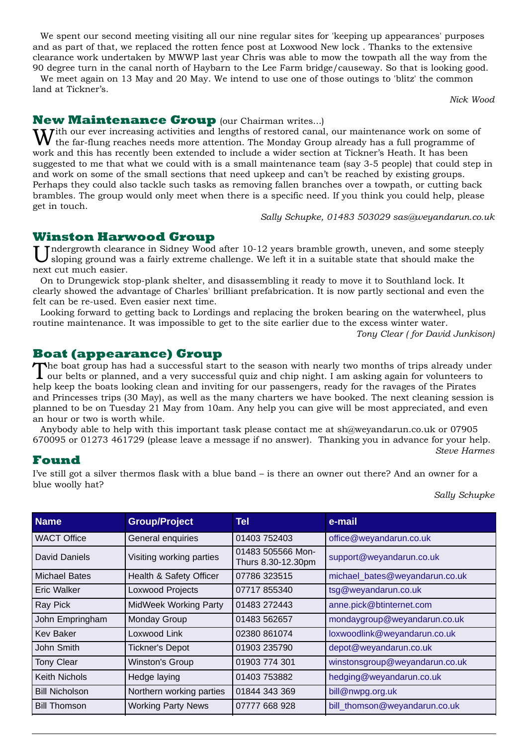We spent our second meeting visiting all our nine regular sites for 'keeping up appearances' purposes and as part of that, we replaced the rotten fence post at Loxwood New lock . Thanks to the extensive clearance work undertaken by MWWP last year Chris was able to mow the towpath all the way from the 90 degree turn in the canal north of Haybarn to the Lee Farm bridge/causeway. So that is looking good.

We meet again on 13 May and 20 May. We intend to use one of those outings to 'blitz' the common land at Tickner's.

*Nick Wood*

## New Maintenance Group (our Chairman writes...)

With our ever increasing activities and lengths of restored canal, our maintenance work on some of the far-flung reaches needs more attention. The Monday Group already has a full programme of work and this has recently been extended to include a wider section at Tickner's Heath. It has been suggested to me that what we could with is a small maintenance team (say 3-5 people) that could step in and work on some of the small sections that need upkeep and can't be reached by existing groups. Perhaps they could also tackle such tasks as removing fallen branches over a towpath, or cutting back brambles. The group would only meet when there is a specific need. If you think you could help, please get in touch.

*Sally Schupke, 01483 503029 sas@weyandarun.co.uk*

## Winston Harwood Group

Undergrowth clearance in Sidney Wood after 10-12 years bramble growth, uneven, and some steeply sloping ground was a fairly extreme challenge. We left it in a suitable state that should make the next cut much easier.

On to Drungewick stop-plank shelter, and disassembling it ready to move it to Southland lock. It clearly showed the advantage of Charles' brilliant prefabrication. It is now partly sectional and even the felt can be re-used. Even easier next time.

Looking forward to getting back to Lordings and replacing the broken bearing on the waterwheel, plus routine maintenance. It was impossible to get to the site earlier due to the excess winter water.

*Tony Clear ( for David Junkison)*

## Boat (appearance) Group

The boat group has had a successful start to the season with nearly two months of trips already under our belts or planned, and a very successful quiz and chip night. I am asking again for volunteers to help keep the boats looking clean and inviting for our passengers, ready for the ravages of the Pirates and Princesses trips (30 May), as well as the many charters we have booked. The next cleaning session is planned to be on Tuesday 21 May from 10am. Any help you can give will be most appreciated, and even an hour or two is worth while.

Anybody able to help with this important task please contact me at sh@weyandarun.co.uk or 07905 670095 or 01273 461729 (please leave a message if no answer). Thanking you in advance for your help.

*Steve Harmes*

## Found

I've still got a silver thermos flask with a blue band – is there an owner out there? And an owner for a blue woolly hat?

*Sally Schupke*

| Name | Group/Project | Tel | e-mail |
|---|---|---|---|
| WACT Office | General enquiries | 01403 752403 | office@weyandarun.co.uk |
| David Daniels | Visiting working parties | 01483 505566 Mon-Thurs 8.30-12.30pm | support@weyandarun.co.uk |
| Michael Bates | Health & Safety Officer | 07786 323515 | michael_bates@weyandarun.co.uk |
| Eric Walker | Loxwood Projects | 07717 855340 | tsg@weyandarun.co.uk |
| Ray Pick | MidWeek Working Party | 01483 272443 | anne.pick@btinternet.com |
| John Empringham | Monday Group | 01483 562657 | mondaygroup@weyandarun.co.uk |
| Kev Baker | Loxwood Link | 02380 861074 | loxwoodlink@weyandarun.co.uk |
| John Smith | Tickner's Depot | 01903 235790 | depot@weyandarun.co.uk |
| Tony Clear | Winston's Group | 01903 774 301 | winstonsgroup@weyandarun.co.uk |
| Keith Nichols | Hedge laying | 01403 753882 | hedging@weyandarun.co.uk |
| Bill Nicholson | Northern working parties | 01844 343 369 | bill@nwpg.org.uk |
| Bill Thomson | Working Party News | 07777 668 928 | bill_thomson@weyandarun.co.uk |